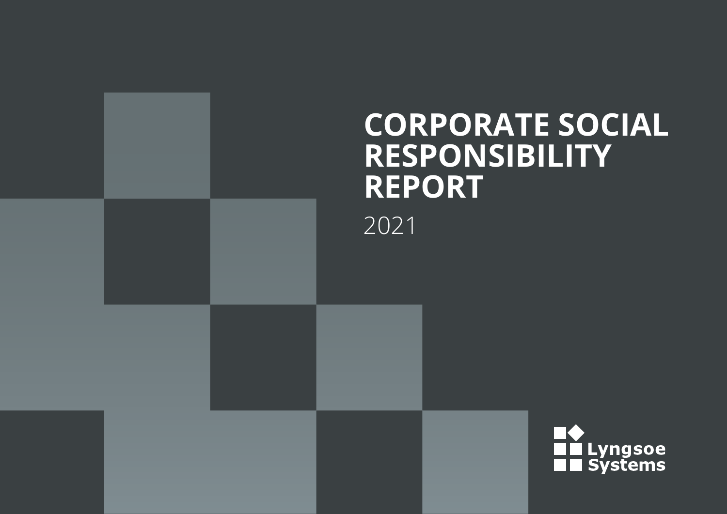# CORPORATE SOCIAL RESPONSIBILITY REPORT

2021

Lyngsoe Systems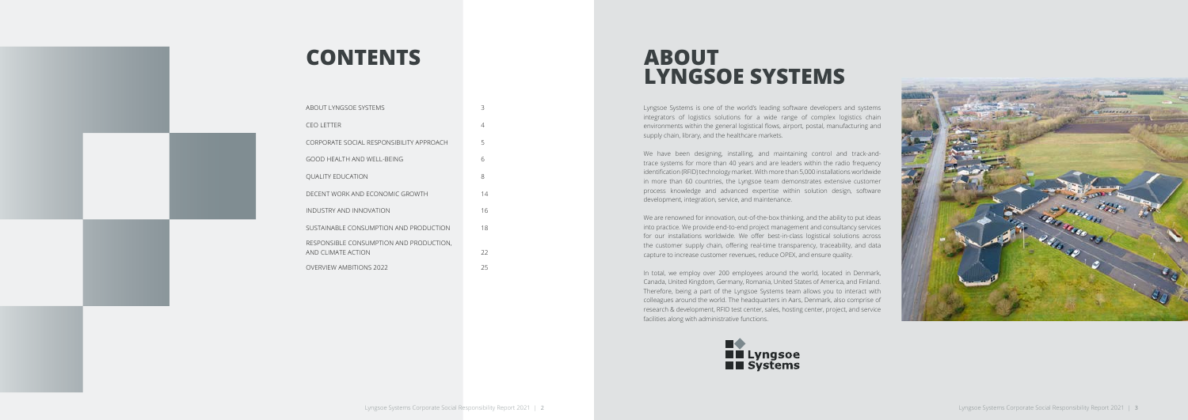# CONTENTS

| | |
|---|---|
| ABOUT LYNGSOE SYSTEMS | 3 |
| CEO LETTER | 4 |
| CORPORATE SOCIAL RESPONSIBILITY APPROACH | 5 |
| GOOD HEALTH AND WELL-BEING | 6 |
| QUALITY EDUCATION | 8 |
| DECENT WORK AND ECONOMIC GROWTH | 14 |
| INDUSTRY AND INNOVATION | 16 |
| SUSTAINABLE CONSUMPTION AND PRODUCTION | 18 |
| RESPONSIBLE CONSUMPTION AND PRODUCTION, AND CLIMATE ACTION | 22 |
| OVERVIEW AMBITIONS 2022 | 25 |

# ABOUT LYNGSOE SYSTEMS

Lyngsoe Systems is one of the world's leading software developers and systems integrators of logistics solutions for a wide range of complex logistics chain environments within the general logistical flows, airport, postal, manufacturing and supply chain, library, and the healthcare markets.

We have been designing, installing, and maintaining control and track-and-trace systems for more than 40 years and are leaders within the radio frequency identification (RFID) technology market. With more than 5,000 installations worldwide in more than 60 countries, the Lyngsoe team demonstrates extensive customer process knowledge and advanced expertise within solution design, software development, integration, service, and maintenance.

We are renowned for innovation, out-of-the-box thinking, and the ability to put ideas into practice. We provide end-to-end project management and consultancy services for our installations worldwide. We offer best-in-class logistical solutions across the customer supply chain, offering real-time transparency, traceability, and data capture to increase customer revenues, reduce OPEX, and ensure quality.

In total, we employ over 200 employees around the world, located in Denmark, Canada, United Kingdom, Germany, Romania, United States of America, and Finland. Therefore, being a part of the Lyngsoe Systems team allows you to interact with colleagues around the world. The headquarters in Aars, Denmark, also comprise of research & development, RFID test center, sales, hosting center, project, and service facilities along with administrative functions.

Lyngsoe Systems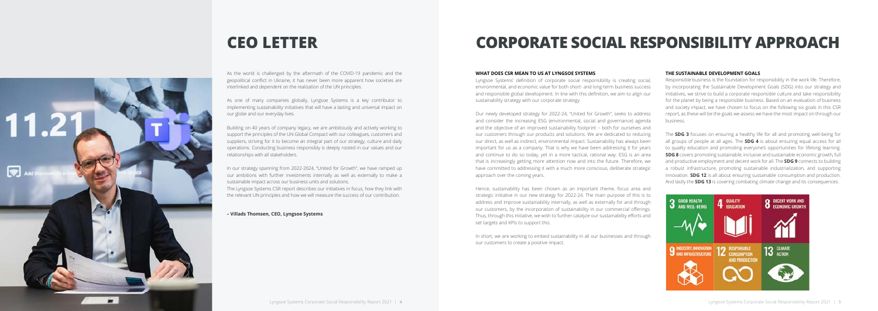# CEO LETTER

As the world is challenged by the aftermath of the COVID-19 pandemic and the geopolitical conflict in Ukraine, it has never been more apparent how societies are interlinked and dependent on the realization of the UN principles.

As one of many companies globally, Lyngsoe Systems is a key contributor to implementing sustainability initiatives that will have a lasting and universal impact on our globe and our everyday lives.

Building on 40 years of company legacy, we are ambitiously and actively working to support the principles of the UN Global Compact with our colleagues, customers and suppliers, striving for it to become an integral part of our strategy, culture and daily operations. Conducting business responsibly is deeply rooted in our values and our relationships with all stakeholders.

In our strategy spanning from 2022-2024, "United for Growth", we have ramped up our ambitions with further investments internally as well as externally to make a sustainable impact across our business units and solutions.
The Lyngsoe Systems CSR report describes our initiatives in focus, how they link with the relevant UN principles and how we will measure the success of our contribution.

**– Villads Thomsen, CEO, Lyngsoe Systems**

# CORPORATE SOCIAL RESPONSIBILITY APPROACH

### WHAT DOES CSR MEAN TO US AT LYNGSOE SYSTEMS

Lyngsoe Systems' definition of corporate social responsibility is creating social, environmental, and economic value for both short- and long-term business success and responsible global development. In line with this definition, we aim to align our sustainability strategy with our corporate strategy.

Our newly developed strategy for 2022-24, "United for Growth", seeks to address and consider the increasing ESG (environmental, social and governance) agenda and the objective of an improved sustainability footprint – both for ourselves and our customers through our products and solutions. We are dedicated to reducing our direct, as well as indirect, environmental impact. Sustainability has always been important for us as a company. That is why we have been addressing it for years and continue to do so today, yet in a more tactical, rational way. ESG is an area that is increasingly getting more attention now and into the future. Therefore, we have committed to addressing it with a much more conscious, deliberate strategic approach over the coming years.

Hence, sustainability has been chosen as an important theme, focus area and strategic initiative in our new strategy for 2022-24. The main purpose of this is to address and improve sustainability internally, as well as externally for and through our customers, by the incorporation of sustainability in our commercial offerings. Thus, through this initiative, we wish to further catalyze our sustainability efforts and set targets and KPIs to support this.

In short, we are working to embed sustainability in all our businesses and through our customers to create a positive impact.

### THE SUSTAINABLE DEVELOPMENT GOALS

Responsible business is the foundation for responsibility in the work life. Therefore, by incorporating the Sustainable Development Goals (SDG) into our strategy and initiatives, we strive to build a corporate responsible culture and take responsibility for the planet by being a responsible business. Based on an evaluation of business and society impact, we have chosen to focus on the following six goals in this CSR report, as these will be the goals we assess we have the most impact on through our business.

The **SDG 3** focuses on ensuring a healthy life for all and promoting well-being for all groups of people at all ages. The **SDG 4** is about ensuring equal access for all to quality education and promoting everyone's opportunities for lifelong learning. **SDG 8** covers promoting sustainable, inclusive and sustainable economic growth, full and productive employment and decent work for all. The **SDG 9** connects to building a robust infrastructure, promoting sustainable industrialization, and supporting innovation. **SDG 12** is all about ensuring sustainable consumption and production. And lastly the **SDG 13** is covering combating climate change and its consequences.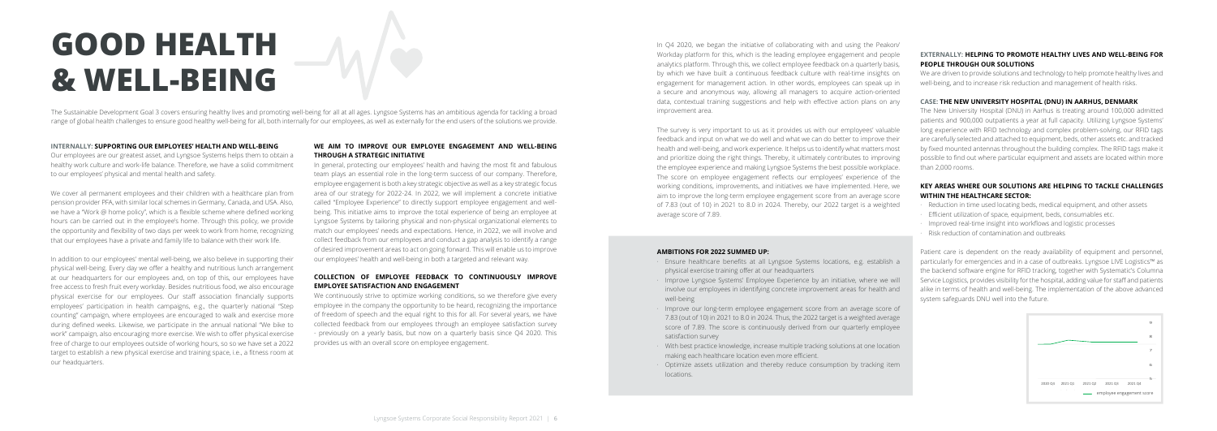# GOOD HEALTH & WELL-BEING

The Sustainable Development Goal 3 covers ensuring healthy lives and promoting well-being for all at all ages. Lyngsoe Systems has an ambitious agenda for tackling a broad range of global health challenges to ensure good healthy well-being for all, both internally for our employees, as well as externally for the end users of the solutions we provide.

### INTERNALLY: SUPPORTING OUR EMPLOYEES' HEALTH AND WELL-BEING

Our employees are our greatest asset, and Lyngsoe Systems helps them to obtain a healthy work culture and work-life balance. Therefore, we have a solid commitment to our employees' physical and mental health and safety.

We cover all permanent employees and their children with a healthcare plan from pension provider PFA, with similar local schemes in Germany, Canada, and USA. Also, we have a "Work @ home policy", which is a flexible scheme where defined working hours can be carried out in the employee's home. Through this policy, we provide the opportunity and flexibility of two days per week to work from home, recognizing that our employees have a private and family life to balance with their work life.

In addition to our employees' mental well-being, we also believe in supporting their physical well-being. Every day we offer a healthy and nutritious lunch arrangement at our headquarters for our employees and, on top of this, our employees have free access to fresh fruit every workday. Besides nutritious food, we also encourage physical exercise for our employees. Our staff association financially supports employees' participation in health campaigns, e.g., the quarterly national "Step counting" campaign, where employees are encouraged to walk and exercise more during defined weeks. Likewise, we participate in the annual national "We bike to work" campaign, also encouraging more exercise. We wish to offer physical exercise free of charge to our employees outside of working hours, so so we have set a 2022 target to establish a new physical exercise and training space, i.e., a fitness room at our headquarters.

### WE AIM TO IMPROVE OUR EMPLOYEE ENGAGEMENT AND WELL-BEING THROUGH A STRATEGIC INITIATIVE

In general, protecting our employees' health and having the most fit and fabulous team plays an essential role in the long-term success of our company. Therefore, employee engagement is both a key strategic objective as well as a key strategic focus area of our strategy for 2022-24. In 2022, we will implement a concrete initiative called "Employee Experience" to directly support employee engagement and well-being. This initiative aims to improve the total experience of being an employee at Lyngsoe Systems by tailoring physical and non-physical organizational elements to match our employees' needs and expectations. Hence, in 2022, we will involve and collect feedback from our employees and conduct a gap analysis to identify a range of desired improvement areas to act on going forward. This will enable us to improve our employees' health and well-being in both a targeted and relevant way.

### COLLECTION OF EMPLOYEE FEEDBACK TO CONTINUOUSLY IMPROVE EMPLOYEE SATISFACTION AND ENGAGEMENT

We continuously strive to optimize working conditions, so we therefore give every employee in the company the opportunity to be heard, recognizing the importance of freedom of speech and the equal right to this for all. For several years, we have collected feedback from our employees through an employee satisfaction survey - previously on a yearly basis, but now on a quarterly basis since Q4 2020. This provides us with an overall score on employee engagement.

In Q4 2020, we began the initiative of collaborating with and using the Peakon/ Workday platform for this, which is the leading employee engagement and people analytics platform. Through this, we collect employee feedback on a quarterly basis, by which we have built a continuous feedback culture with real-time insights on engagement for management action. In other words, employees can speak up in a secure and anonymous way, allowing all managers to acquire action-oriented data, contextual training suggestions and help with effective action plans on any improvement area.

The survey is very important to us as it provides us with our employees' valuable feedback and input on what we do well and what we can do better to improve their health and well-being, and work experience. It helps us to identify what matters most and prioritize doing the right things. Thereby, it ultimately contributes to improving the employee experience and making Lyngsoe Systems the best possible workplace. The score on employee engagement reflects our employees' experience of the working conditions, improvements, and initiatives we have implemented. Here, we aim to improve the long-term employee engagement score from an average score of 7.83 (out of 10) in 2021 to 8.0 in 2024. Thereby, our 2022 target is a weighted average score of 7.89.

#### AMBITIONS FOR 2022 SUMMED UP:

- Ensure healthcare benefits at all Lyngsoe Systems locations, e.g. establish a physical exercise training offer at our headquarters
- Improve Lyngsoe Systems' Employee Experience by an initiative, where we will involve our employees in identifying concrete improvement areas for health and well-being
- Improve our long-term employee engagement score from an average score of 7.83 (out of 10) in 2021 to 8.0 in 2024. Thus, the 2022 target is a weighted average score of 7.89. The score is continuously derived from our quarterly employee satisfaction survey
- With best practice knowledge, increase multiple tracking solutions at one location making each healthcare location even more efficient.
- Optimize assets utilization and thereby reduce consumption by tracking item locations.

### EXTERNALLY: HELPING TO PROMOTE HEALTHY LIVES AND WELL-BEING FOR PEOPLE THROUGH OUR SOLUTIONS

We are driven to provide solutions and technology to help promote healthy lives and well-being, and to increase risk reduction and management of health risks.

### CASE: THE NEW UNIVERSITY HOSPITAL (DNU) IN AARHUS, DENMARK

The New University Hospital (DNU) in Aarhus is treating around 100,000 admitted patients and 900,000 outpatients a year at full capacity. Utilizing Lyngsoe Systems' long experience with RFID technology and complex problem-solving, our RFID tags are carefully selected and attached to equipment, beds, other assets etc. and tracked by fixed mounted antennas throughout the building complex. The RFID tags make it possible to find out where particular equipment and assets are located within more than 2,000 rooms.

### KEY AREAS WHERE OUR SOLUTIONS ARE HELPING TO TACKLE CHALLENGES WITHIN THE HEALTHCARE SECTOR:

- Reduction in time used locating beds, medical equipment, and other assets
- Efficient utilization of space, equipment, beds, consumables etc.
- Improved real-time insight into workflows and logistic processes
- Risk reduction of contamination and outbreaks

Patient care is dependent on the ready availability of equipment and personnel, particularly for emergencies and in a case of outbreaks. Lyngsoe LIVE Logistics™ as the backend software engine for RFID tracking, together with Systematic's Columna Service Logistics, provides visibility for the hospital, adding value for staff and patients alike in terms of health and well-being. The implementation of the above advanced system safeguards DNU well into the future.

2020 Q4 | 2021 Q1 | 2021 Q2 | 2021 Q3 | 2021 Q4

— employee engagement score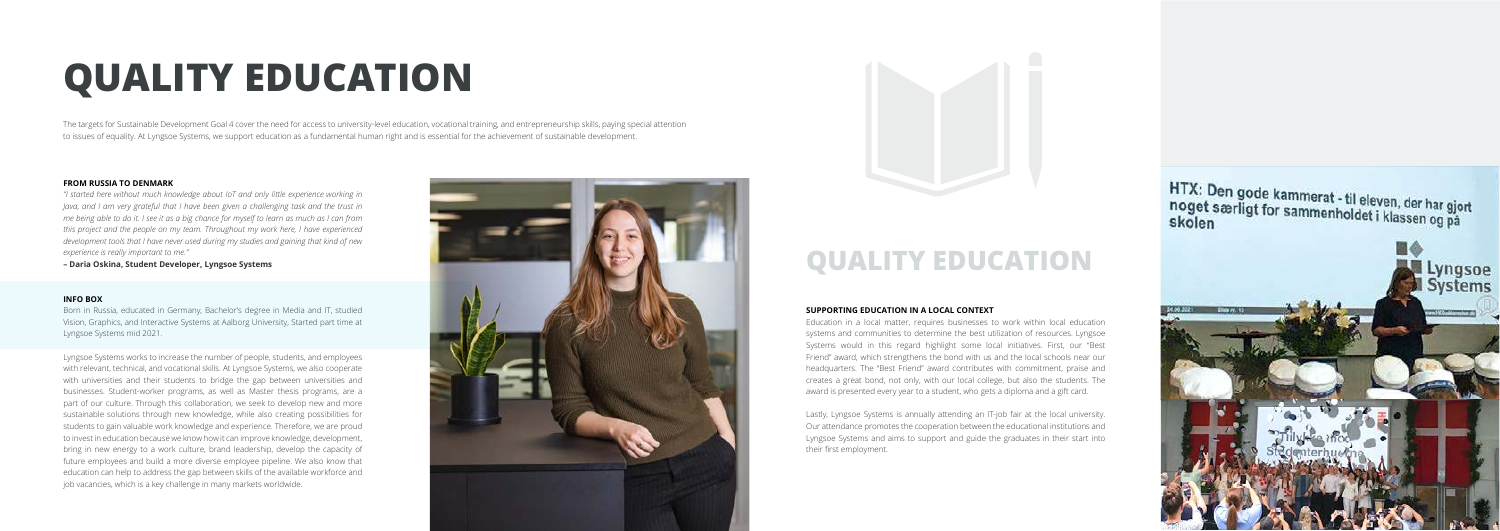# QUALITY EDUCATION

The targets for Sustainable Development Goal 4 cover the need for access to university-level education, vocational training, and entrepreneurship skills, paying special attention to issues of equality. At Lyngsoe Systems, we support education as a fundamental human right and is essential for the achievement of sustainable development.

**FROM RUSSIA TO DENMARK**

*"I started here without much knowledge about IoT and only little experience working in Java, and I am very grateful that I have been given a challenging task and the trust in me being able to do it. I see it as a big chance for myself to learn as much as I can from this project and the people on my team. Throughout my work here, I have experienced development tools that I have never used during my studies and gaining that kind of new experience is really important to me."*

**– Daria Oskina, Student Developer, Lyngsoe Systems**

**INFO BOX**

Born in Russia, educated in Germany, Bachelor's degree in Media and IT, studied Vision, Graphics, and Interactive Systems at Aalborg University, Started part time at Lyngsoe Systems mid 2021.

Lyngsoe Systems works to increase the number of people, students, and employees with relevant, technical, and vocational skills. At Lyngsoe Systems, we also cooperate with universities and their students to bridge the gap between universities and businesses. Student-worker programs, as well as Master thesis programs, are a part of our culture. Through this collaboration, we seek to develop new and more sustainable solutions through new knowledge, while also creating possibilities for students to gain valuable work knowledge and experience. Therefore, we are proud to invest in education because we know how it can improve knowledge, development, bring in new energy to a work culture, brand leadership, develop the capacity of future employees and build a more diverse employee pipeline. We also know that education can help to address the gap between skills of the available workforce and job vacancies, which is a key challenge in many markets worldwide.

## QUALITY EDUCATION

**SUPPORTING EDUCATION IN A LOCAL CONTEXT**

Education in a local matter, requires businesses to work within local education systems and communities to determine the best utilization of resources. Lyngsoe Systems would in this regard highlight some local initiatives. First, our "Best Friend" award, which strengthens the bond with us and the local schools near our headquarters. The "Best Friend" award contributes with commitment, praise and creates a great bond, not only, with our local college, but also the students. The award is presented every year to a student, who gets a diploma and a gift card.

Lastly, Lyngsoe Systems is annually attending an IT-job fair at the local university. Our attendance promotes the cooperation between the educational institutions and Lyngsoe Systems and aims to support and guide the graduates in their start into their first employment.

HTX: Den gode kammerat - til eleven, der har gjort noget særligt for sammenholdet i klassen og på skolen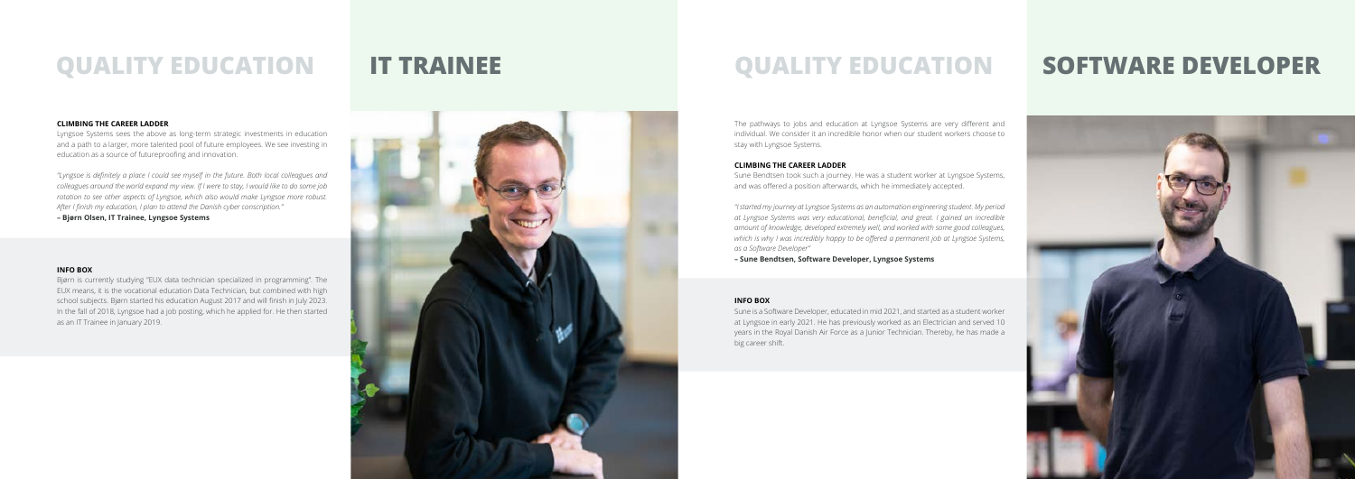# QUALITY EDUCATION

# IT TRAINEE

**CLIMBING THE CAREER LADDER**

Lyngsoe Systems sees the above as long-term strategic investments in education and a path to a larger, more talented pool of future employees. We see investing in education as a source of futureproofing and innovation.

*"Lyngsoe is definitely a place I could see myself in the future. Both local colleagues and colleagues around the world expand my view. If I were to stay, I would like to do some job rotation to see other aspects of Lyngsoe, which also would make Lyngsoe more robust. After I finish my education, I plan to attend the Danish cyber conscription."*

**– Bjørn Olsen, IT Trainee, Lyngsoe Systems**

**INFO BOX**

Bjørn is currently studying "EUX data technician specialized in programming". The EUX means, it is the vocational education Data Technician, but combined with high school subjects. Bjørn started his education August 2017 and will finish in July 2023. In the fall of 2018, Lyngsoe had a job posting, which he applied for. He then started as an IT Trainee in January 2019.

# QUALITY EDUCATION

# SOFTWARE DEVELOPER

The pathways to jobs and education at Lyngsoe Systems are very different and individual. We consider it an incredible honor when our student workers choose to stay with Lyngsoe Systems.

**CLIMBING THE CAREER LADDER**

Sune Bendtsen took such a journey. He was a student worker at Lyngsoe Systems, and was offered a position afterwards, which he immediately accepted.

*"I started my journey at Lyngsoe Systems as an automation engineering student. My period at Lyngsoe Systems was very educational, beneficial, and great. I gained an incredible amount of knowledge, developed extremely well, and worked with some good colleagues, which is why I was incredibly happy to be offered a permanent job at Lyngsoe Systems, as a Software Developer"*

**– Sune Bendtsen, Software Developer, Lyngsoe Systems**

**INFO BOX**

Sune is a Software Developer, educated in mid 2021, and started as a student worker at Lyngsoe in early 2021. He has previously worked as an Electrician and served 10 years in the Royal Danish Air Force as a Junior Technician. Thereby, he has made a big career shift.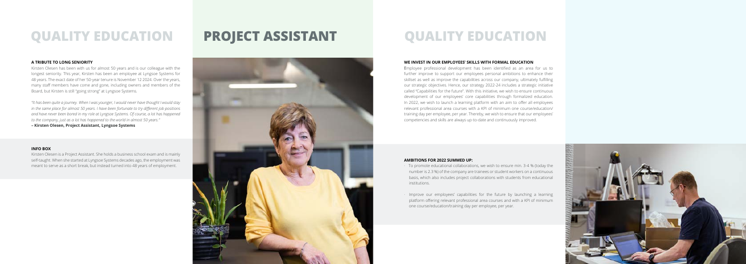# QUALITY EDUCATION

### A TRIBUTE TO LONG SENIORITY

Kirsten Olesen has been with us for almost 50 years and is our colleague with the longest seniority. This year, Kirsten has been an employee at Lyngsoe Systems for 48 years. The exact date of her 50-year tenure is November 12 2024. Over the years, many staff members have come and gone, including owners and members of the Board, but Kirsten is still "going strong" at Lyngsoe Systems.

*"It has been quite a journey. When I was younger, I would never have thought I would stay in the same place for almost 50 years. I have been fortunate to try different job positions and have never been bored in my role at Lyngsoe Systems. Of course, a lot has happened to the company, just as a lot has happened to the world in almost 50 years."*
**– Kirsten Olesen, Project Assistant, Lyngsoe Systems**

### INFO BOX

Kirsten Olesen is a Project Assistant. She holds a business school exam and is mainly self-taught. When she started at Lyngsoe Systems decades ago, the employment was meant to serve as a short break, but instead turned into 48 years of employment.

# PROJECT ASSISTANT

# QUALITY EDUCATION

### WE INVEST IN OUR EMPLOYEES' SKILLS WITH FORMAL EDUCATION

Employee professional development has been identified as an area for us to further improve to support our employees personal ambitions to enhance their skillset as well as improve the capabilities across our company, ultimately fulfilling our strategic objectives. Hence, our strategy 2022-24 includes a strategic initiative called "Capabilities for the future". With this initiative, we wish to ensure continuous development of our employees' core capabilities through formalized education. In 2022, we wish to launch a learning platform with an aim to offer all employees relevant professional area courses with a KPI of minimum one course/education/training day per employee, per year. Thereby, we wish to ensure that our employees' competencies and skills are always up-to-date and continuously improved.

### AMBITIONS FOR 2022 SUMMED UP:

- To promote educational collaborations, we wish to ensure min. 3-4 % (today the number is 2.3 %) of the company are trainees or student workers on a continuous basis, which also includes project collaborations with students from educational institutions.
- Improve our employees' capabilities for the future by launching a learning platform offering relevant professional area courses and with a KPI of minimum one course/education/training day per employee, per year.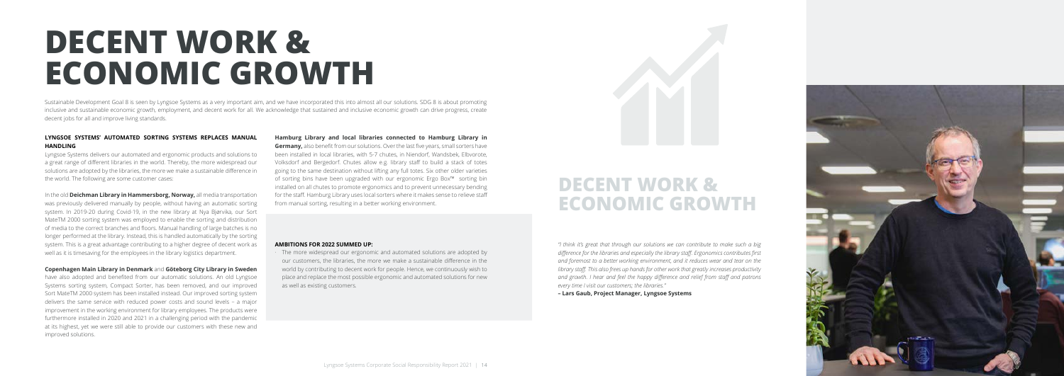# DECENT WORK & ECONOMIC GROWTH

Sustainable Development Goal 8 is seen by Lyngsoe Systems as a very important aim, and we have incorporated this into almost all our solutions. SDG 8 is about promoting inclusive and sustainable economic growth, employment, and decent work for all. We acknowledge that sustained and inclusive economic growth can drive progress, create decent jobs for all and improve living standards.

### LYNGSOE SYSTEMS' AUTOMATED SORTING SYSTEMS REPLACES MANUAL HANDLING

Lyngsoe Systems delivers our automated and ergonomic products and solutions to a great range of different libraries in the world. Thereby, the more widespread our solutions are adopted by the libraries, the more we make a sustainable difference in the world. The following are some customer cases:

In the old **Deichman Library in Hammersborg, Norway,** all media transportation was previously delivered manually by people, without having an automatic sorting system. In 2019-20 during Covid-19, in the new library at Nya Bjørvika, our Sort MateTM 2000 sorting system was employed to enable the sorting and distribution of media to the correct branches and floors. Manual handling of large batches is no longer performed at the library. Instead, this is handled automatically by the sorting system. This is a great advantage contributing to a higher degree of decent work as well as it is timesaving for the employees in the library logistics department.

**Copenhagen Main Library in Denmark** and **Göteborg City Library in Sweden** have also adopted and benefited from our automatic solutions. An old Lyngsoe Systems sorting system, Compact Sorter, has been removed, and our improved Sort MateTM 2000 system has been installed instead. Our improved sorting system delivers the same service with reduced power costs and sound levels – a major improvement in the working environment for library employees. The products were furthermore installed in 2020 and 2021 in a challenging period with the pandemic at its highest, yet we were still able to provide our customers with these new and improved solutions.

**Hamburg Library and local libraries connected to Hamburg Library in Germany,** also benefit from our solutions. Over the last five years, small sorters have been installed in local libraries, with 5-7 chutes, in Niendorf, Wandsbek, Elbvorote, Volksdorf and Bergedorf. Chutes allow e.g. library staff to build a stack of totes going to the same destination without lifting any full totes. Six other older varieties of sorting bins have been upgraded with our ergonomic Ergo Box™ sorting bin installed on all chutes to promote ergonomics and to prevent unnecessary bending for the staff. Hamburg Library uses local sorters where it makes sense to relieve staff from manual sorting, resulting in a better working environment.

### AMBITIONS FOR 2022 SUMMED UP:

- The more widespread our ergonomic and automated solutions are adopted by our customers, the libraries, the more we make a sustainable difference in the world by contributing to decent work for people. Hence, we continuously wish to place and replace the most possible ergonomic and automated solutions for new as well as existing customers.

## DECENT WORK & ECONOMIC GROWTH

*"I think it's great that through our solutions we can contribute to make such a big difference for the libraries and especially the library staff. Ergonomics contributes first and foremost to a better working environment, and it reduces wear and tear on the library staff. This also frees up hands for other work that greatly increases productivity and growth. I hear and feel the happy difference and relief from staff and patrons every time I visit our customers; the libraries."*

**– Lars Gaub, Project Manager, Lyngsoe Systems**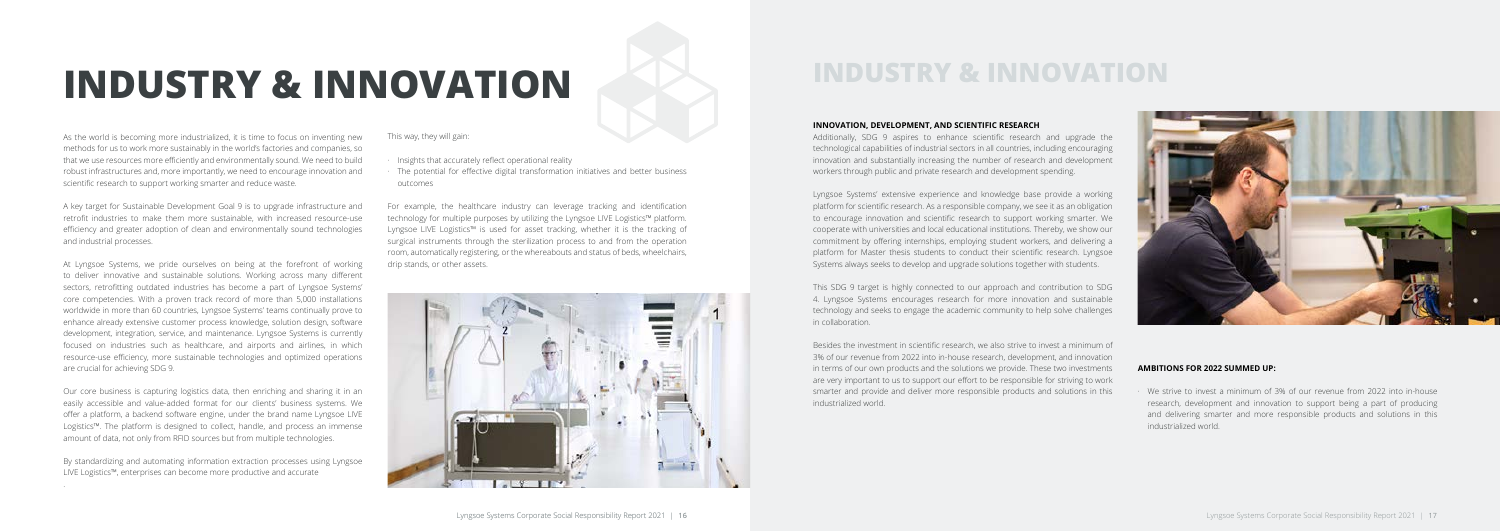# INDUSTRY & INNOVATION

As the world is becoming more industrialized, it is time to focus on inventing new methods for us to work more sustainably in the world's factories and companies, so that we use resources more efficiently and environmentally sound. We need to build robust infrastructures and, more importantly, we need to encourage innovation and scientific research to support working smarter and reduce waste.

A key target for Sustainable Development Goal 9 is to upgrade infrastructure and retrofit industries to make them more sustainable, with increased resource-use efficiency and greater adoption of clean and environmentally sound technologies and industrial processes.

At Lyngsoe Systems, we pride ourselves on being at the forefront of working to deliver innovative and sustainable solutions. Working across many different sectors, retrofitting outdated industries has become a part of Lyngsoe Systems' core competencies. With a proven track record of more than 5,000 installations worldwide in more than 60 countries, Lyngsoe Systems' teams continually prove to enhance already extensive customer process knowledge, solution design, software development, integration, service, and maintenance. Lyngsoe Systems is currently focused on industries such as healthcare, and airports and airlines, in which resource-use efficiency, more sustainable technologies and optimized operations are crucial for achieving SDG 9.

Our core business is capturing logistics data, then enriching and sharing it in an easily accessible and value-added format for our clients' business systems. We offer a platform, a backend software engine, under the brand name Lyngsoe LIVE Logistics™. The platform is designed to collect, handle, and process an immense amount of data, not only from RFID sources but from multiple technologies.

By standardizing and automating information extraction processes using Lyngsoe LIVE Logistics™, enterprises can become more productive and accurate

This way, they will gain:

- Insights that accurately reflect operational reality
- The potential for effective digital transformation initiatives and better business outcomes

For example, the healthcare industry can leverage tracking and identification technology for multiple purposes by utilizing the Lyngsoe LIVE Logistics™ platform. Lyngsoe LIVE Logistics™ is used for asset tracking, whether it is the tracking of surgical instruments through the sterilization process to and from the operation room, automatically registering, or the whereabouts and status of beds, wheelchairs, drip stands, or other assets.

# INDUSTRY & INNOVATION

### INNOVATION, DEVELOPMENT, AND SCIENTIFIC RESEARCH

Additionally, SDG 9 aspires to enhance scientific research and upgrade the technological capabilities of industrial sectors in all countries, including encouraging innovation and substantially increasing the number of research and development workers through public and private research and development spending.

Lyngsoe Systems' extensive experience and knowledge base provide a working platform for scientific research. As a responsible company, we see it as an obligation to encourage innovation and scientific research to support working smarter. We cooperate with universities and local educational institutions. Thereby, we show our commitment by offering internships, employing student workers, and delivering a platform for Master thesis students to conduct their scientific research. Lyngsoe Systems always seeks to develop and upgrade solutions together with students.

This SDG 9 target is highly connected to our approach and contribution to SDG 4. Lyngsoe Systems encourages research for more innovation and sustainable technology and seeks to engage the academic community to help solve challenges in collaboration.

Besides the investment in scientific research, we also strive to invest a minimum of 3% of our revenue from 2022 into in-house research, development, and innovation in terms of our own products and the solutions we provide. These two investments are very important to us to support our effort to be responsible for striving to work smarter and provide and deliver more responsible products and solutions in this industrialized world.

### AMBITIONS FOR 2022 SUMMED UP:

- We strive to invest a minimum of 3% of our revenue from 2022 into in-house research, development and innovation to support being a part of producing and delivering smarter and more responsible products and solutions in this industrialized world.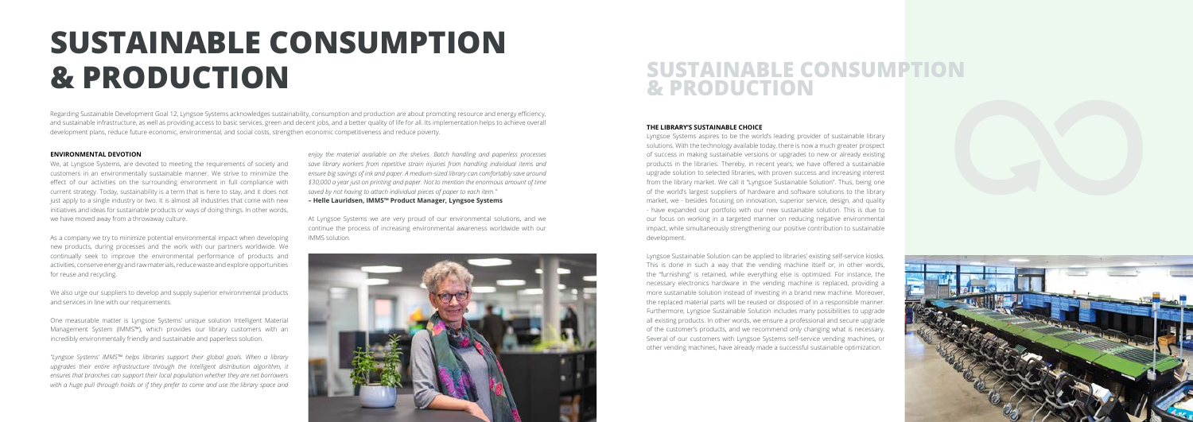# SUSTAINABLE CONSUMPTION & PRODUCTION

Regarding Sustainable Development Goal 12, Lyngsoe Systems acknowledges sustainability, consumption and production are about promoting resource and energy efficiency, and sustainable infrastructure, as well as providing access to basic services, green and decent jobs, and a better quality of life for all. Its implementation helps to achieve overall development plans, reduce future economic, environmental, and social costs, strengthen economic competitiveness and reduce poverty.

### ENVIRONMENTAL DEVOTION

We, at Lyngsoe Systems, are devoted to meeting the requirements of society and customers in an environmentally sustainable manner. We strive to minimize the effect of our activities on the surrounding environment in full compliance with current strategy. Today, sustainability is a term that is here to stay, and it does not just apply to a single industry or two. It is almost all industries that come with new initiatives and ideas for sustainable products or ways of doing things. In other words, we have moved away from a throwaway culture.

As a company we try to minimize potential environmental impact when developing new products, during processes and the work with our partners worldwide. We continually seek to improve the environmental performance of products and activities, conserve energy and raw materials, reduce waste and explore opportunities for reuse and recycling.

We also urge our suppliers to develop and supply superior environmental products and services in line with our requirements.

One measurable matter is Lyngsoe Systems' unique solution Intelligent Material Management System (IMMS™), which provides our library customers with an incredibly environmentally friendly and sustainable and paperless solution.

*"Lyngsoe Systems' IMMS™ helps libraries support their global goals. When a library upgrades their entire infrastructure through the Intelligent distribution algorithm, it ensures that branches can support their local population whether they are net borrowers with a huge pull through holds or if they prefer to come and use the library space and enjoy the material available on the shelves. Batch handling and paperless processes save library workers from repetitive strain injuries from handling individual items and ensure big savings of ink and paper. A medium-sized library can comfortably save around $30,000 a year just on printing and paper. Not to mention the enormous amount of time saved by not having to attach individual pieces of paper to each item."*

**– Helle Lauridsen, IMMS™ Product Manager, Lyngsoe Systems**

At Lyngsoe Systems we are very proud of our environmental solutions, and we continue the process of increasing environmental awareness worldwide with our IMMS solution.

# SUSTAINABLE CONSUMPTION & PRODUCTION

### THE LIBRARY'S SUSTAINABLE CHOICE

Lyngsoe Systems aspires to be the world's leading provider of sustainable library solutions. With the technology available today, there is now a much greater prospect of success in making sustainable versions or upgrades to new or already existing products in the libraries. Thereby, in recent years, we have offered a sustainable upgrade solution to selected libraries, with proven success and increasing interest from the library market. We call it "Lyngsoe Sustainable Solution". Thus, being one of the world's largest suppliers of hardware and software solutions to the library market, we - besides focusing on innovation, superior service, design, and quality - have expanded our portfolio with our new sustainable solution. This is due to our focus on working in a targeted manner on reducing negative environmental impact, while simultaneously strengthening our positive contribution to sustainable development.

Lyngsoe Sustainable Solution can be applied to libraries' existing self-service kiosks. This is done in such a way that the vending machine itself or, in other words, the "furnishing" is retained, while everything else is optimized. For instance, the necessary electronics hardware in the vending machine is replaced, providing a more sustainable solution instead of investing in a brand new machine. Moreover, the replaced material parts will be reused or disposed of in a responsible manner. Furthermore, Lyngsoe Sustainable Solution includes many possibilities to upgrade all existing products. In other words, we ensure a professional and secure upgrade of the customer's products, and we recommend only changing what is necessary. Several of our customers with Lyngsoe Systems self-service vending machines, or other vending machines, have already made a successful sustainable optimization.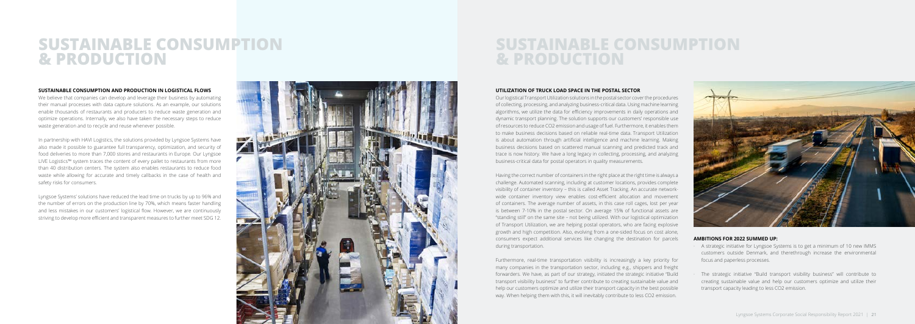# SUSTAINABLE CONSUMPTION & PRODUCTION

### SUSTAINABLE CONSUMPTION AND PRODUCTION IN LOGISTICAL FLOWS

We believe that companies can develop and leverage their business by automating their manual processes with data capture solutions. As an example, our solutions enable thousands of restaurants and producers to reduce waste generation and optimize operations. Internally, we also have taken the necessary steps to reduce waste generation and to recycle and reuse whenever possible.

In partnership with HAVI Logistics, the solutions provided by Lyngsoe Systems have also made it possible to guarantee full transparency, optimization, and security of food deliveries to more than 7,000 stores and restaurants in Europe. Our Lyngsoe LIVE Logistics™ system traces the content of every pallet to restaurants from more than 40 distribution centers. The system also enables restaurants to reduce food waste while allowing for accurate and timely callbacks in the case of health and safety risks for consumers.

Lyngsoe Systems' solutions have reduced the lead time on trucks by up to 96% and the number of errors on the production line by 70%, which means faster handling and less mistakes in our customers' logistical flow. However, we are continuously striving to develop more efficient and transparent measures to further meet SDG 12.

# SUSTAINABLE CONSUMPTION & PRODUCTION

### UTILIZATION OF TRUCK LOAD SPACE IN THE POSTAL SECTOR

Our logistical Transport Utilization solutions in the postal sector cover the procedures of collecting, processing, and analyzing business-critical data. Using machine learning algorithms, we utilize the data for efficiency improvements in daily operations and dynamic transport planning. The solution supports our customers' responsible use of resources to reduce CO2 emission and usage of fuel. Furthermore, it enables them to make business decisions based on reliable real-time data. Transport Utilization is about automation through artificial intelligence and machine learning. Making business decisions based on scattered manual scanning and predicted track and trace is now history. We have a long legacy in collecting, processing, and analyzing business-critical data for postal operators in quality measurements.

Having the correct number of containers in the right place at the right time is always a challenge. Automated scanning, including at customer locations, provides complete visibility of container inventory – this is called Asset Tracking. An accurate network-wide container inventory view enables cost-efficient allocation and movement of containers. The average number of assets, in this case roll cages, lost per year is between 7-10% in the postal sector. On average 15% of functional assets are "standing still" on the same site – not being utilized. With our logistical optimization of Transport Utilization, we are helping postal operators, who are facing explosive growth and high competition. Also, evolving from a one-sided focus on cost alone, consumers expect additional services like changing the destination for parcels during transportation.

Furthermore, real-time transportation visibility is increasingly a key priority for many companies in the transportation sector, including e.g., shippers and freight forwarders. We have, as part of our strategy, initiated the strategic initiative "Build transport visibility business" to further contribute to creating sustainable value and help our customers optimize and utilize their transport capacity in the best possible way. When helping them with this, it will inevitably contribute to less CO2 emission.

### AMBITIONS FOR 2022 SUMMED UP:

- A strategic initiative for Lyngsoe Systems is to get a minimum of 10 new IMMS customers outside Denmark, and therethrough increase the environmental focus and paperless processes.
- The strategic initiative "Build transport visibility business" will contribute to creating sustainable value and help our customers optimize and utilize their transport capacity leading to less CO2 emission.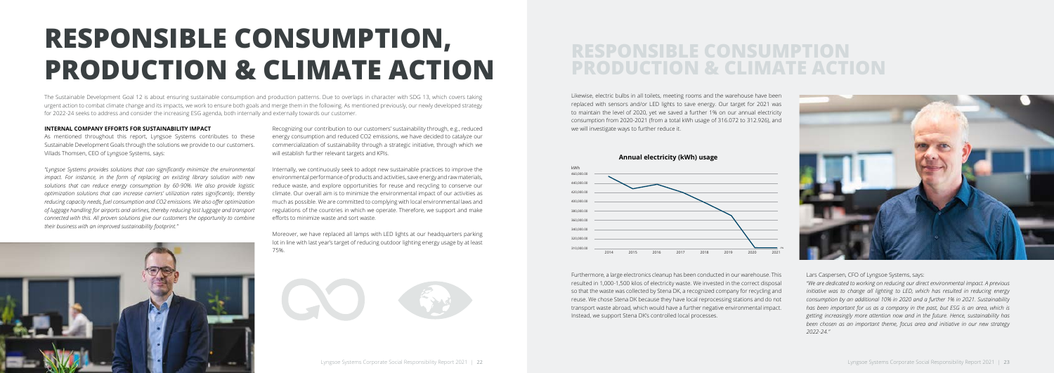# RESPONSIBLE CONSUMPTION, PRODUCTION & CLIMATE ACTION

The Sustainable Development Goal 12 is about ensuring sustainable consumption and production patterns. Due to overlaps in character with SDG 13, which covers taking urgent action to combat climate change and its impacts, we work to ensure both goals and merge them in the following. As mentioned previously, our newly developed strategy for 2022-24 seeks to address and consider the increasing ESG agenda, both internally and externally towards our customer.

**INTERNAL COMPANY EFFORTS FOR SUSTAINABILITY IMPACT**

As mentioned throughout this report, Lyngsoe Systems contributes to these Sustainable Development Goals through the solutions we provide to our customers. Villads Thomsen, CEO of Lyngsoe Systems, says:

*"Lyngsoe Systems provides solutions that can significantly minimize the environmental impact. For instance, in the form of replacing an existing library solution with new solutions that can reduce energy consumption by 60-90%. We also provide logistic optimization solutions that can increase carriers' utilization rates significantly, thereby reducing capacity needs, fuel consumption and CO2 emissions. We also offer optimization of luggage handling for airports and airlines, thereby reducing lost luggage and transport connected with this. All proven solutions give our customers the opportunity to combine their business with an improved sustainability footprint."*

Recognizing our contribution to our customers' sustainability through, e.g., reduced energy consumption and reduced CO2 emissions, we have decided to catalyze our commercialization of sustainability through a strategic initiative, through which we will establish further relevant targets and KPIs.

Internally, we continuously seek to adopt new sustainable practices to improve the environmental performance of products and activities, save energy and raw materials, reduce waste, and explore opportunities for reuse and recycling to conserve our climate. Our overall aim is to minimize the environmental impact of our activities as much as possible. We are committed to complying with local environmental laws and regulations of the countries in which we operate. Therefore, we support and make efforts to minimize waste and sort waste.

Moreover, we have replaced all lamps with LED lights at our headquarters parking lot in line with last year's target of reducing outdoor lighting energy usage by at least 75%.

# RESPONSIBLE CONSUMPTION PRODUCTION & CLIMATE ACTION

Likewise, electric bulbs in all toilets, meeting rooms and the warehouse have been replaced with sensors and/or LED lights to save energy. Our target for 2021 was to maintain the level of 2020, yet we saved a further 1% on our annual electricity consumption from 2020-2021 (from a total kWh usage of 316.072 to 312.926), and we will investigate ways to further reduce it.

**Annual electricity (kWh) usage**

Furthermore, a large electronics cleanup has been conducted in our warehouse. This resulted in 1,000-1,500 kilos of electricity waste. We invested in the correct disposal so that the waste was collected by Stena DK, a recognized company for recycling and reuse. We chose Stena DK because they have local reprocessing stations and do not transport waste abroad, which would have a further negative environmental impact. Instead, we support Stena DK's controlled local processes.

Lars Caspersen, CFO of Lyngsoe Systems, says:

*"We are dedicated to working on reducing our direct environmental impact. A previous initiative was to change all lighting to LED, which has resulted in reducing energy consumption by an additional 10% in 2020 and a further 1% in 2021. Sustainability has been important for us as a company in the past, but ESG is an area, which is getting increasingly more attention now and in the future. Hence, sustainability has been chosen as an important theme, focus area and initiative in our new strategy 2022-24."*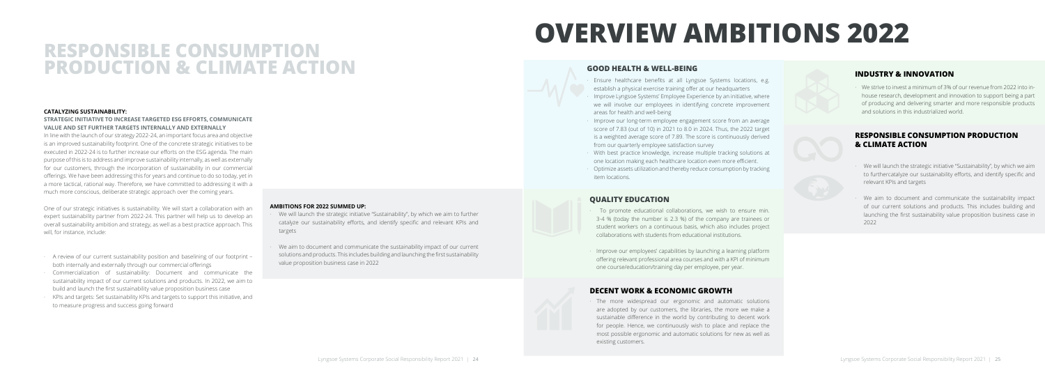# RESPONSIBLE CONSUMPTION PRODUCTION & CLIMATE ACTION

**CATALYZING SUSTAINABILITY:**

**STRATEGIC INITIATIVE TO INCREASE TARGETED ESG EFFORTS, COMMUNICATE VALUE AND SET FURTHER TARGETS INTERNALLY AND EXTERNALLY**

In line with the launch of our strategy 2022-24, an important focus area and objective is an improved sustainability footprint. One of the concrete strategic initiatives to be executed in 2022-24 is to further increase our efforts on the ESG agenda. The main purpose of this is to address and improve sustainability internally, as well as externally for our customers, through the incorporation of sustainability in our commercial offerings. We have been addressing this for years and continue to do so today, yet in a more tactical, rational way. Therefore, we have committed to addressing it with a much more conscious, deliberate strategic approach over the coming years.

One of our strategic initiatives is sustainability. We will start a collaboration with an expert sustainability partner from 2022-24. This partner will help us to develop an overall sustainability ambition and strategy, as well as a best practice approach. This will, for instance, include:

- A review of our current sustainability position and baselining of our footprint – both internally and externally through our commercial offerings
- Commercialization of sustainability: Document and communicate the sustainability impact of our current solutions and products. In 2022, we aim to build and launch the first sustainability value proposition business case
- KPIs and targets: Set sustainability KPIs and targets to support this initiative, and to measure progress and success going forward

**AMBITIONS FOR 2022 SUMMED UP:**

- We will launch the strategic initiative "Sustainability", by which we aim to further catalyze our sustainability efforts, and identify specific and relevant KPIs and targets
- We aim to document and communicate the sustainability impact of our current solutions and products. This includes building and launching the first sustainability value proposition business case in 2022

# OVERVIEW AMBITIONS 2022

## GOOD HEALTH & WELL-BEING

- Ensure healthcare benefits at all Lyngsoe Systems locations, e.g. establish a physical exercise training offer at our headquarters
- Improve Lyngsoe Systems' Employee Experience by an initiative, where we will involve our employees in identifying concrete improvement areas for health and well-being
- Improve our long-term employee engagement score from an average score of 7.83 (out of 10) in 2021 to 8.0 in 2024. Thus, the 2022 target is a weighted average score of 7.89. The score is continuously derived from our quarterly employee satisfaction survey
- With best practice knowledge, increase multiple tracking solutions at one location making each healthcare location even more efficient.
- Optimize assets utilization and thereby reduce consumption by tracking item locations.

## QUALITY EDUCATION

- To promote educational collaborations, we wish to ensure min. 3-4 % (today the number is 2.3 %) of the company are trainees or student workers on a continuous basis, which also includes project collaborations with students from educational institutions.
- Improve our employees' capabilities by launching a learning platform offering relevant professional area courses and with a KPI of minimum one course/education/training day per employee, per year.

## DECENT WORK & ECONOMIC GROWTH

- The more widespread our ergonomic and automatic solutions are adopted by our customers, the libraries, the more we make a sustainable difference in the world by contributing to decent work for people. Hence, we continuously wish to place and replace the most possible ergonomic and automatic solutions for new as well as existing customers.

## INDUSTRY & INNOVATION

- We strive to invest a minimum of 3% of our revenue from 2022 into in-house research, development and innovation to support being a part of producing and delivering smarter and more responsible products and solutions in this industrialized world.

## RESPONSIBLE CONSUMPTION PRODUCTION & CLIMATE ACTION

- We will launch the strategic initiative "Sustainability", by which we aim to furthercatalyze our sustainability efforts, and identify specific and relevant KPIs and targets
- We aim to document and communicate the sustainability impact of our current solutions and products. This includes building and launching the first sustainability value proposition business case in 2022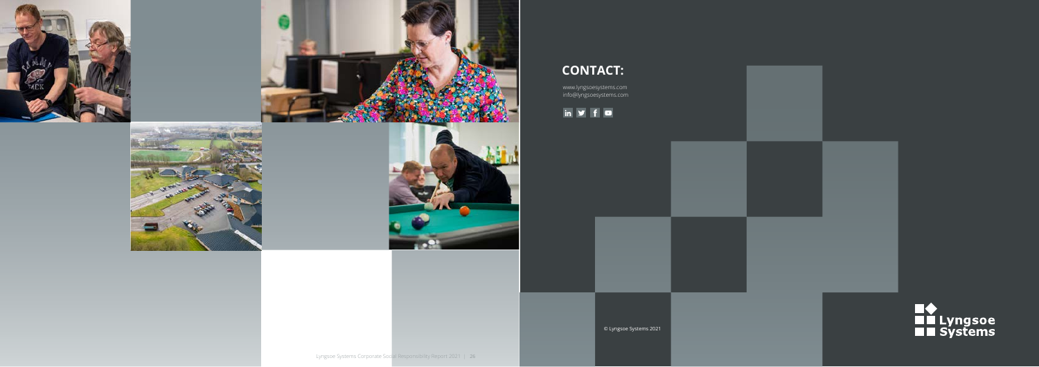## CONTACT:

www.lyngsoesystems.com
info@lyngsoesystems.com

© Lyngsoe Systems 2021

Lyngsoe Systems